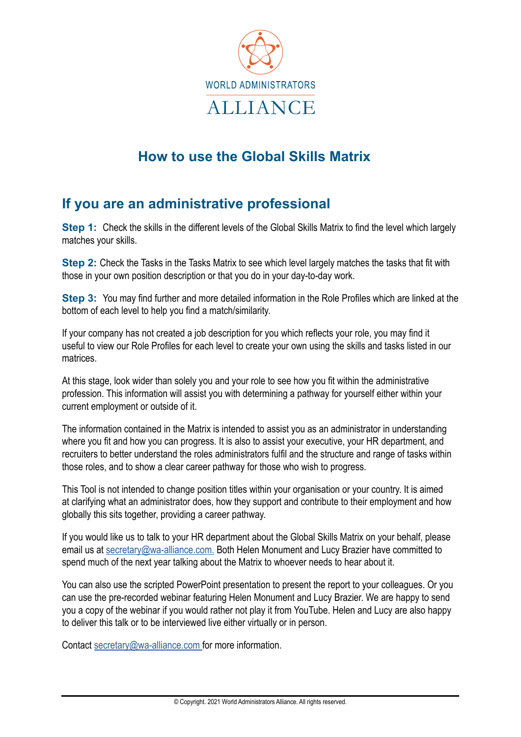WORLD ADMINISTRATORS

ALLIANCE

# How to use the Global Skills Matrix

## If you are an administrative professional

**Step 1:** Check the skills in the different levels of the Global Skills Matrix to find the level which largely matches your skills.

**Step 2:** Check the Tasks in the Tasks Matrix to see which level largely matches the tasks that fit with those in your own position description or that you do in your day-to-day work.

**Step 3:** You may find further and more detailed information in the Role Profiles which are linked at the bottom of each level to help you find a match/similarity.

If your company has not created a job description for you which reflects your role, you may find it useful to view our Role Profiles for each level to create your own using the skills and tasks listed in our matrices.

At this stage, look wider than solely you and your role to see how you fit within the administrative profession. This information will assist you with determining a pathway for yourself either within your current employment or outside of it.

The information contained in the Matrix is intended to assist you as an administrator in understanding where you fit and how you can progress. It is also to assist your executive, your HR department, and recruiters to better understand the roles administrators fulfil and the structure and range of tasks within those roles, and to show a clear career pathway for those who wish to progress.

This Tool is not intended to change position titles within your organisation or your country. It is aimed at clarifying what an administrator does, how they support and contribute to their employment and how globally this sits together, providing a career pathway.

If you would like us to talk to your HR department about the Global Skills Matrix on your behalf, please email us at secretary@wa-alliance.com. Both Helen Monument and Lucy Brazier have committed to spend much of the next year talking about the Matrix to whoever needs to hear about it.

You can also use the scripted PowerPoint presentation to present the report to your colleagues. Or you can use the pre-recorded webinar featuring Helen Monument and Lucy Brazier. We are happy to send you a copy of the webinar if you would rather not play it from YouTube. Helen and Lucy are also happy to deliver this talk or to be interviewed live either virtually or in person.

Contact secretary@wa-alliance.com for more information.

© Copyright. 2021 World Administrators Alliance. All rights reserved.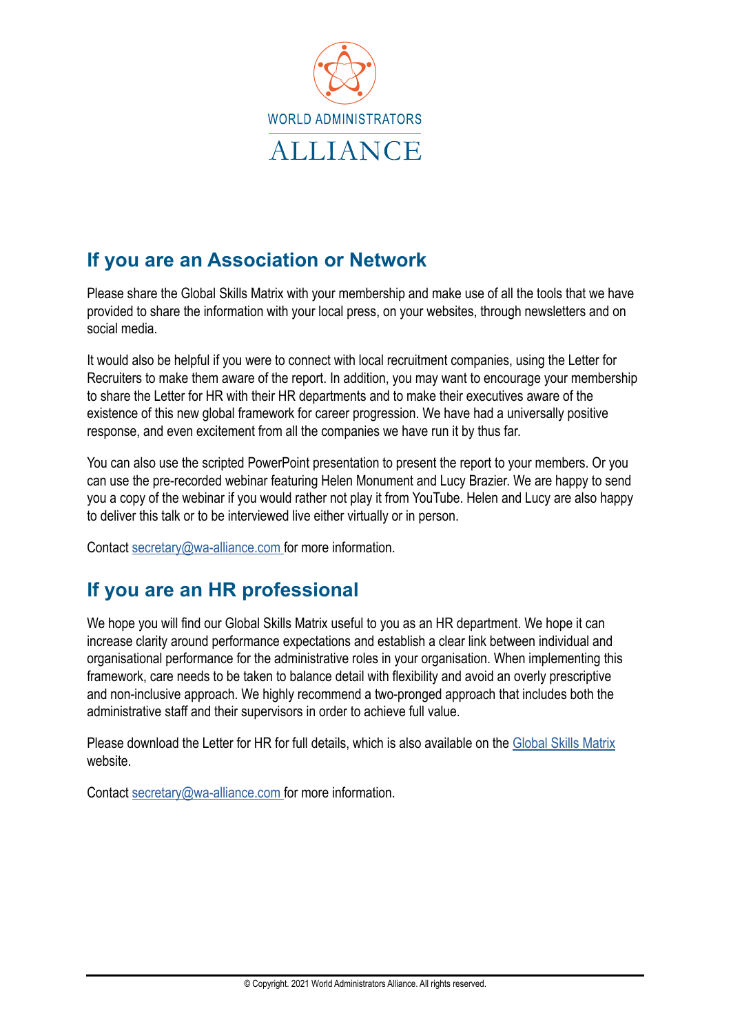WORLD ADMINISTRATORS ALLIANCE

## If you are an Association or Network

Please share the Global Skills Matrix with your membership and make use of all the tools that we have provided to share the information with your local press, on your websites, through newsletters and on social media.

It would also be helpful if you were to connect with local recruitment companies, using the Letter for Recruiters to make them aware of the report. In addition, you may want to encourage your membership to share the Letter for HR with their HR departments and to make their executives aware of the existence of this new global framework for career progression. We have had a universally positive response, and even excitement from all the companies we have run it by thus far.

You can also use the scripted PowerPoint presentation to present the report to your members. Or you can use the pre-recorded webinar featuring Helen Monument and Lucy Brazier. We are happy to send you a copy of the webinar if you would rather not play it from YouTube. Helen and Lucy are also happy to deliver this talk or to be interviewed live either virtually or in person.

Contact secretary@wa-alliance.com for more information.

## If you are an HR professional

We hope you will find our Global Skills Matrix useful to you as an HR department. We hope it can increase clarity around performance expectations and establish a clear link between individual and organisational performance for the administrative roles in your organisation. When implementing this framework, care needs to be taken to balance detail with flexibility and avoid an overly prescriptive and non-inclusive approach. We highly recommend a two-pronged approach that includes both the administrative staff and their supervisors in order to achieve full value.

Please download the Letter for HR for full details, which is also available on the Global Skills Matrix website.

Contact secretary@wa-alliance.com for more information.

© Copyright. 2021 World Administrators Alliance. All rights reserved.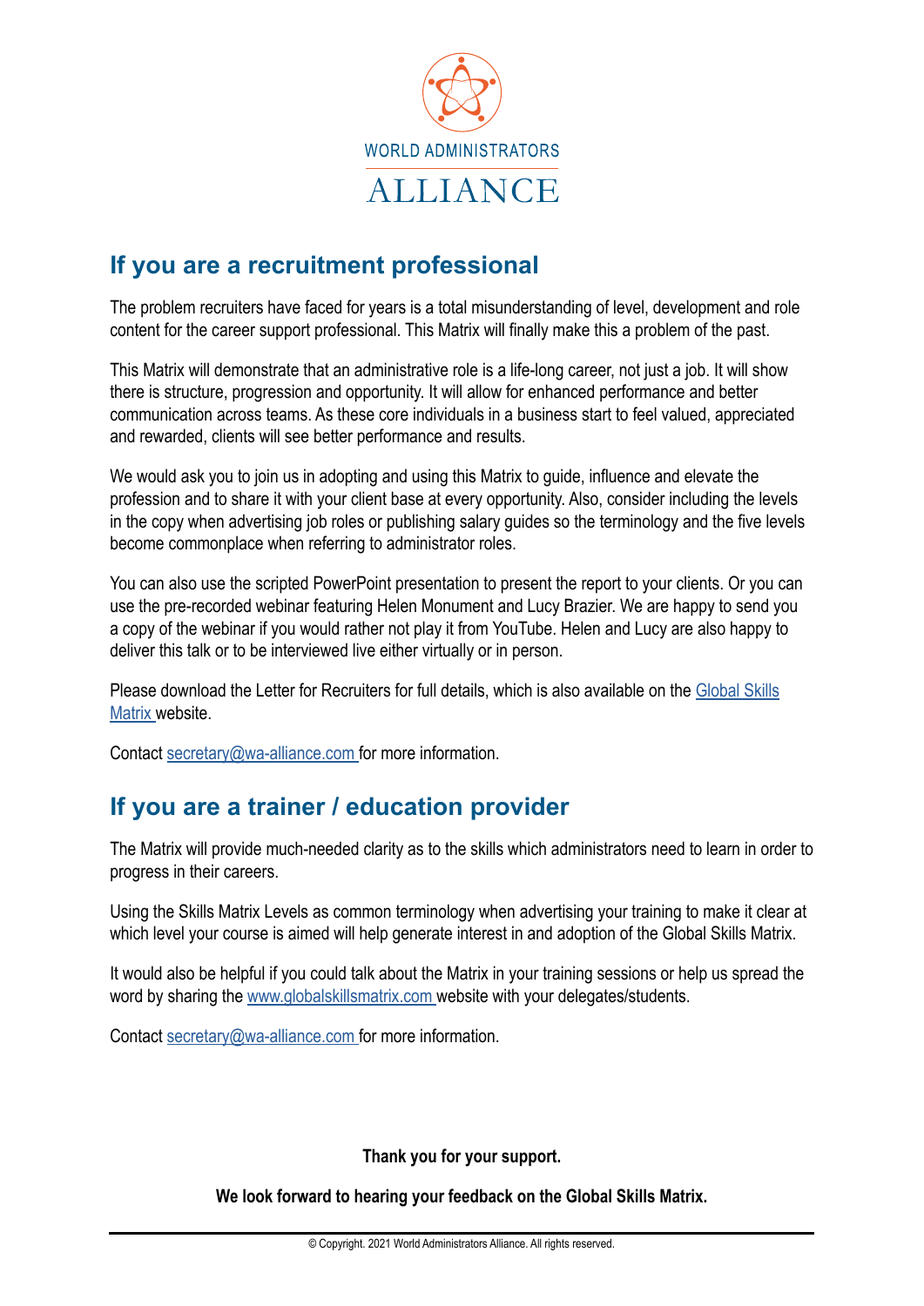WORLD ADMINISTRATORS

ALLIANCE

## If you are a recruitment professional

The problem recruiters have faced for years is a total misunderstanding of level, development and role content for the career support professional. This Matrix will finally make this a problem of the past.

This Matrix will demonstrate that an administrative role is a life-long career, not just a job. It will show there is structure, progression and opportunity. It will allow for enhanced performance and better communication across teams. As these core individuals in a business start to feel valued, appreciated and rewarded, clients will see better performance and results.

We would ask you to join us in adopting and using this Matrix to guide, influence and elevate the profession and to share it with your client base at every opportunity. Also, consider including the levels in the copy when advertising job roles or publishing salary guides so the terminology and the five levels become commonplace when referring to administrator roles.

You can also use the scripted PowerPoint presentation to present the report to your clients. Or you can use the pre-recorded webinar featuring Helen Monument and Lucy Brazier. We are happy to send you a copy of the webinar if you would rather not play it from YouTube. Helen and Lucy are also happy to deliver this talk or to be interviewed live either virtually or in person.

Please download the Letter for Recruiters for full details, which is also available on the Global Skills Matrix website.

Contact secretary@wa-alliance.com for more information.

## If you are a trainer / education provider

The Matrix will provide much-needed clarity as to the skills which administrators need to learn in order to progress in their careers.

Using the Skills Matrix Levels as common terminology when advertising your training to make it clear at which level your course is aimed will help generate interest in and adoption of the Global Skills Matrix.

It would also be helpful if you could talk about the Matrix in your training sessions or help us spread the word by sharing the www.globalskillsmatrix.com website with your delegates/students.

Contact secretary@wa-alliance.com for more information.

**Thank you for your support.**

**We look forward to hearing your feedback on the Global Skills Matrix.**

© Copyright. 2021 World Administrators Alliance. All rights reserved.